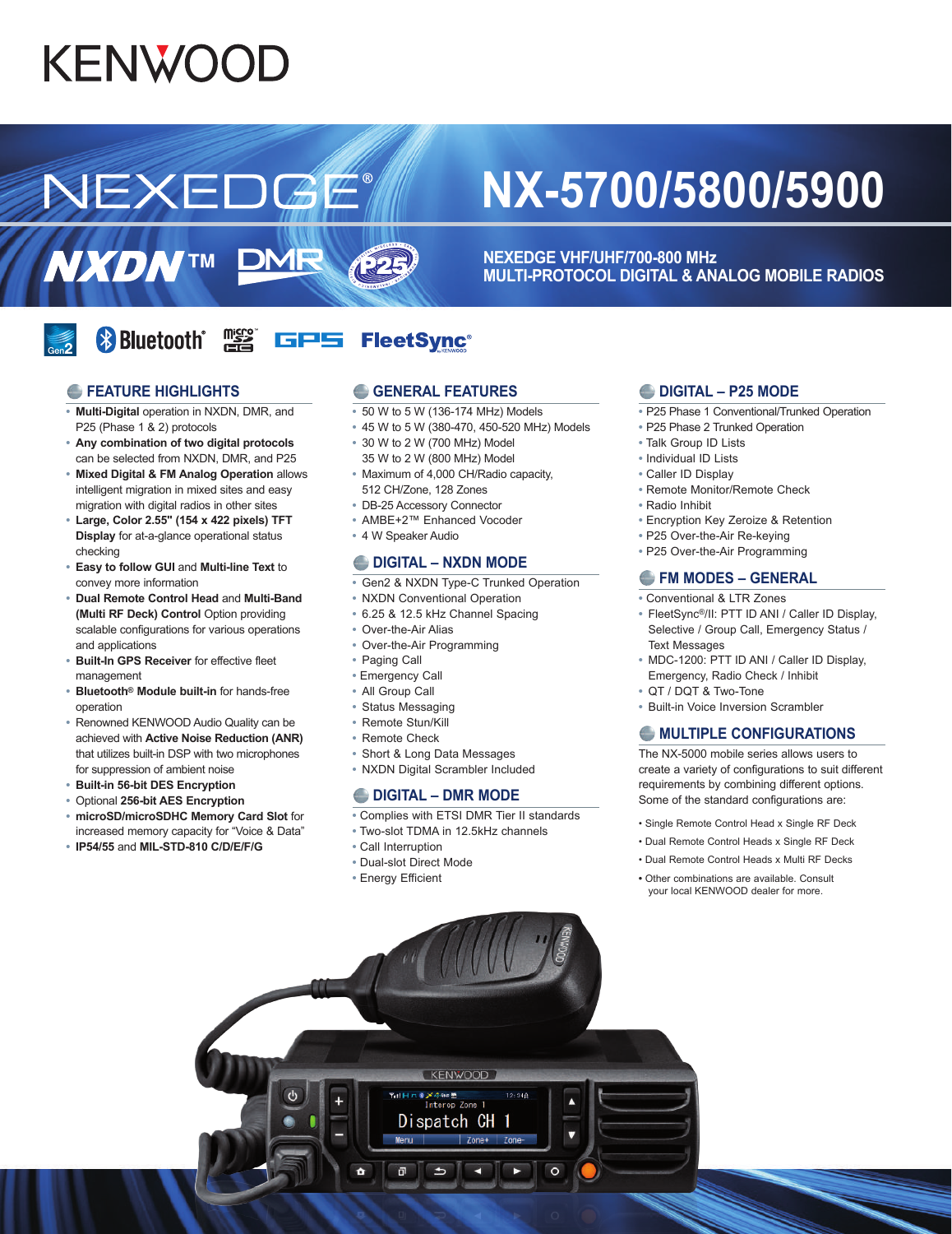# KENWOOD

# NEXEDGE® NX-5700/5800/5900

NXDN™ DMR P25

## NEXEDGE VHF/UHF/700-800 MHz MULTI-PROTOCOL DIGITAL & ANALOG MOBILE RADIOS

Gen2 Bluetooth® microSD HC GPS FleetSync®

## FEATURE HIGHLIGHTS

- **Multi-Digital** operation in NXDN, DMR, and P25 (Phase 1 & 2) protocols
- **Any combination of two digital protocols** can be selected from NXDN, DMR, and P25
- **Mixed Digital & FM Analog Operation** allows intelligent migration in mixed sites and easy migration with digital radios in other sites
- **Large, Color 2.55" (154 x 422 pixels) TFT Display** for at-a-glance operational status checking
- **Easy to follow GUI** and **Multi-line Text** to convey more information
- **Dual Remote Control Head** and **Multi-Band (Multi RF Deck) Control** Option providing scalable configurations for various operations and applications
- **Built-In GPS Receiver** for effective fleet management
- **Bluetooth® Module built-in** for hands-free operation
- Renowned KENWOOD Audio Quality can be achieved with **Active Noise Reduction (ANR)** that utilizes built-in DSP with two microphones for suppression of ambient noise
- **Built-in 56-bit DES Encryption**
- Optional **256-bit AES Encryption**
- **microSD/microSDHC Memory Card Slot** for increased memory capacity for "Voice & Data"
- **IP54/55** and **MIL-STD-810 C/D/E/F/G**

## GENERAL FEATURES

- 50 W to 5 W (136-174 MHz) Models
- 45 W to 5 W (380-470, 450-520 MHz) Models
- 30 W to 2 W (700 MHz) Model
  35 W to 2 W (800 MHz) Model
- Maximum of 4,000 CH/Radio capacity, 512 CH/Zone, 128 Zones
- DB-25 Accessory Connector
- AMBE+2™ Enhanced Vocoder
- 4 W Speaker Audio

## DIGITAL – NXDN MODE

- Gen2 & NXDN Type-C Trunked Operation
- NXDN Conventional Operation
- 6.25 & 12.5 kHz Channel Spacing
- Over-the-Air Alias
- Over-the-Air Programming
- Paging Call
- Emergency Call
- All Group Call
- Status Messaging
- Remote Stun/Kill
- Remote Check
- Short & Long Data Messages
- NXDN Digital Scrambler Included

## DIGITAL – DMR MODE

- Complies with ETSI DMR Tier II standards
- Two-slot TDMA in 12.5kHz channels
- Call Interruption
- Dual-slot Direct Mode
- Energy Efficient

## DIGITAL – P25 MODE

- P25 Phase 1 Conventional/Trunked Operation
- P25 Phase 2 Trunked Operation
- Talk Group ID Lists
- Individual ID Lists
- Caller ID Display
- Remote Monitor/Remote Check
- Radio Inhibit
- Encryption Key Zeroize & Retention
- P25 Over-the-Air Re-keying
- P25 Over-the-Air Programming

## FM MODES – GENERAL

- Conventional & LTR Zones
- FleetSync®/II: PTT ID ANI / Caller ID Display, Selective / Group Call, Emergency Status / Text Messages
- MDC-1200: PTT ID ANI / Caller ID Display, Emergency, Radio Check / Inhibit
- QT / DQT & Two-Tone
- Built-in Voice Inversion Scrambler

## MULTIPLE CONFIGURATIONS

The NX-5000 mobile series allows users to create a variety of configurations to suit different requirements by combining different options. Some of the standard configurations are:

- Single Remote Control Head x Single RF Deck
- Dual Remote Control Heads x Single RF Deck
- Dual Remote Control Heads x Multi RF Decks
- Other combinations are available. Consult your local KENWOOD dealer for more.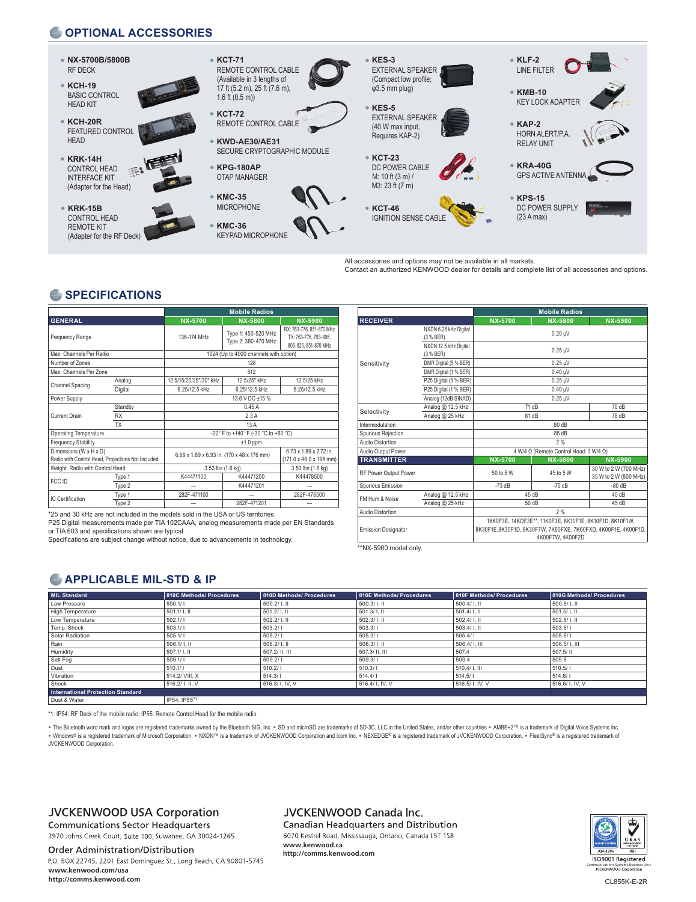## OPTIONAL ACCESSORIES

- **NX-5700B/5800B**
  RF DECK
- **KCH-19**
  BASIC CONTROL HEAD KIT
- **KCH-20R**
  FEATURED CONTROL HEAD
- **KRK-14H**
  CONTROL HEAD INTERFACE KIT (Adapter for the Head)
- **KRK-15B**
  CONTROL HEAD REMOTE KIT (Adapter for the RF Deck)
- **KCT-71**
  REMOTE CONTROL CABLE (Available in 3 lengths of 17 ft (5.2 m), 25 ft (7.6 m), 1.6 ft (0.5 m))
- **KCT-72**
  REMOTE CONTROL CABLE
- **KWD-AE30/AE31**
  SECURE CRYPTOGRAPHIC MODULE
- **KPG-180AP**
  OTAP MANAGER
- **KMC-35**
  MICROPHONE
- **KMC-36**
  KEYPAD MICROPHONE
- **KES-3**
  EXTERNAL SPEAKER (Compact low profile; φ3.5 mm plug)
- **KES-5**
  EXTERNAL SPEAKER (40 W max input, Requires KAP-2)
- **KCT-23**
  DC POWER CABLE M: 10 ft (3 m) / M3: 23 ft (7 m)
- **KCT-46**
  IGNITION SENSE CABLE
- **KLF-2**
  LINE FILTER
- **KMB-10**
  KEY LOCK ADAPTER
- **KAP-2**
  HORN ALERT/P.A. RELAY UNIT
- **KRA-40G**
  GPS ACTIVE ANTENNA
- **KPS-15**
  DC POWER SUPPLY (23 A max)

All accessories and options may not be available in all markets.
Contact an authorized KENWOOD dealer for details and complete list of accessories and options.

## SPECIFICATIONS

| | | Mobile Radios | | |
|---|---|---|---|---|
| **GENERAL** | | **NX-5700** | **NX-5800** | **NX-5900** |
| Frequency Range | | 136-174 MHz | Type 1: 450-520 MHz Type 2: 380-470 MHz | RX: 763-776, 851-870 MHz TX: 763-776, 793-806, 806-825, 851-870 MHz |
| Max. Channels Per Radio | | 1024 (Up to 4000 channels with option) | | |
| Number of Zones | | 128 | | |
| Max. Channels Per Zone | | 512 | | |
| Channel Spacing | Analog | 12.5/15/20/25*/30* kHz | 12.5/25* kHz | 12.5/25 kHz |
| | Digital | 6.25/12.5 kHz | 6.25/12.5 kHz | 6.25/12.5 kHz |
| Power Supply | | 13.6 V DC ±15 % | | |
| Current Drain | Standby | 0.45 A | | |
| | RX | 2.3 A | | |
| | TX | 13 A | | |
| Operating Temperature | | -22° F to +140 °F (-30 °C to +60 °C) | | |
| Frequency Stability | | ±1.0 ppm | | |
| Dimensions (W x H x D) Radio with Control Head, Projections Not Included | | 6.69 x 1.89 x 6.93 in. (170 x 48 x 176 mm) | | 6.73 x 1.89 x 7.72 in. (171.0 x 48.0 x 196 mm) |
| Weight: Radio with Control Head | | 3.53 lbs (1.6 kg) | | 3.53 lbs (1.6 kg) |
| FCC ID | Type 1 | K44471100 | K44471200 | K44478500 |
| | Type 2 | — | K44471201 | — |
| IC Certification | Type 1 | 282F-471100 | — | 282F-478500 |
| | Type 2 | — | 282F-471201 | — |

*25 and 30 kHz are not included in the models sold in the USA or US territories.
P25 Digital measurements made per TIA 102CAAA, analog measurements made per EN Standards or TIA 603 and specifications shown are typical.
Specifications are subject change without notice, due to advancements in technology.

| | | Mobile Radios | | |
|---|---|---|---|---|
| **RECEIVER** | | **NX-5700** | **NX-5800** | **NX-5900** |
| Sensitivity | NXDN 6.25 kHz Digital (3 % BER) | 0.20 μV | | |
| | NXDN 12.5 kHz Digital (3 % BER) | 0.25 μV | | |
| | DMR Digital (5 % BER) | 0.25 μV | | |
| | DMR Digital (1 % BER) | 0.40 μV | | |
| | P25 Digital (5 % BER) | 0.25 μV | | |
| | P25 Digital (1 % BER) | 0.40 μV | | |
| | Analog (12dB SINAD) | 0.25 μV | | |
| Selectivity | Analog @ 12.5 kHz | 71 dB | | 70 dB |
| | Analog @ 25 kHz | 81 dB | | 78 dB |
| Intermodulation | | 80 dB | | |
| Spurious Rejection | | 85 dB | | |
| Audio Distortion | | 2 % | | |
| Audio Output Power | | 4 W/4 Ω (Remote Control Head: 3 W/4 Ω) | | |
| **TRANSMITTER** | | **NX-5700** | **NX-5800** | **NX-5900** |
| RF Power Output Power | | 50 to 5 W | 45 to 5 W | 30 W to 2 W (700 MHz) 35 W to 2 W (800 MHz) |
| Spurious Emission | | -73 dB | -75 dB | -80 dB |
| FM Hum & Noise | Analog @ 12.5 kHz | 45 dB | | 40 dB |
| | Analog @ 25 kHz | 50 dB | | 45 dB |
| Audio Distortion | | 2 % | | |
| Emission Designator | | 16K0F3E, 14K0F3E**, 11K0F3E, 8K10F1E, 8K10F1D, 8K10F1W, 8K30F1E,8K30F1D, 8K30F7W, 7K60FXE, 7K60FXD, 4K00F1E, 4K00F1D, 4K00F7W, 4K00F2D | | |

**NX-5900 model only.

## APPLICABLE MIL-STD & IP

| MIL Standard | 810C Methods/ Procedures | 810D Methods/ Procedures | 810E Methods/ Procedures | 810F Methods/ Procedures | 810G Methods/ Procedures |
|---|---|---|---|---|---|
| Low Pressure | 500.1/ I | 500.2/ I, II | 500.3/ I, II | 500.4/ I, II | 500.5/ I, II |
| High Temperature | 501.1/ I, II | 501.2/ I, II | 501.3/ I, II | 501.4/ I, II | 501.5/ I, II |
| Low Temperature | 502.1/ I | 502.2/ I, II | 502.3/ I, II | 502.4/ I, II | 502.5/ I, II |
| Temp. Shock | 503.1/ I | 503.2/ I | 503.3/ I | 503.4/ I, II | 503.5/ I |
| Solar Radiation | 505.1/ I | 505.2/ I | 505.3/ I | 505.4/ I | 505.5/ I |
| Rain | 506.1/ I, II | 506.2/ I, II | 506.3/ I, II | 506.4/ I, III | 506.5/ I, III |
| Humidity | 507.1/ I, II | 507.2/ II, III | 507.3/ II, III | 507.4 | 507.5/ II |
| Salt Fog | 509.1/ I | 509.2/ I | 509.3/ I | 509.4 | 509.5 |
| Dust | 510.1/ I | 510.2/ I | 510.3/ I | 510.4/ I, III | 510.5/ I |
| Vibration | 514.2/ VIII, X | 514.3/ I | 514.4/ I | 514.5/ I | 514.6/ I |
| Shock | 516.2/ I, II, V | 516.3/ I, IV, V | 516.4/ I, IV, V | 516.5/ I, IV, V | 516.6/ I, IV, V |
| **International Protection Standard** | | | | | |
| Dust & Water | IP54, IP55*1 | | | | |

*1: IP54: RF Deck of the mobile radio; IP55: Remote Control Head for the mobile radio

• The Bluetooth word mark and logos are registered trademarks owned by the Bluetooth SIG, Inc. • SD and microSD are trademarks of SD-3C, LLC in the United States, and/or other countries • AMBE+2™ is a trademark of Digital Voice Systems Inc. • Windows® is a registered trademark of Microsoft Corporation. • NXDN™ is a trademark of JVCKENWOOD Corporation and Icom Inc. • NEXEDGE® is a registered trademark of JVCKENWOOD Corporation. • FleetSync® is a registered trademark of JVCKENWOOD Corporation.

**JVCKENWOOD USA Corporation**
Communications Sector Headquarters
3970 Johns Creek Court, Suite 100, Suwanee, GA 30024-1265

Order Administration/Distribution
P.O. BOX 22745, 2201 East Dominguez St., Long Beach, CA 90801-5745
**www.kenwood.com/usa**
**http://comms.kenwood.com**

**JVCKENWOOD Canada Inc.**
Canadian Headquarters and Distribution
6070 Kestrel Road, Mississauga, Ontario, Canada L5T 1S8
**www.kenwood.ca**
**http://comms.kenwood.com**

ISO9001 Registered
Communications Systems Business Unit
JVCKENWOOD Corporation

CL855K-E-2R